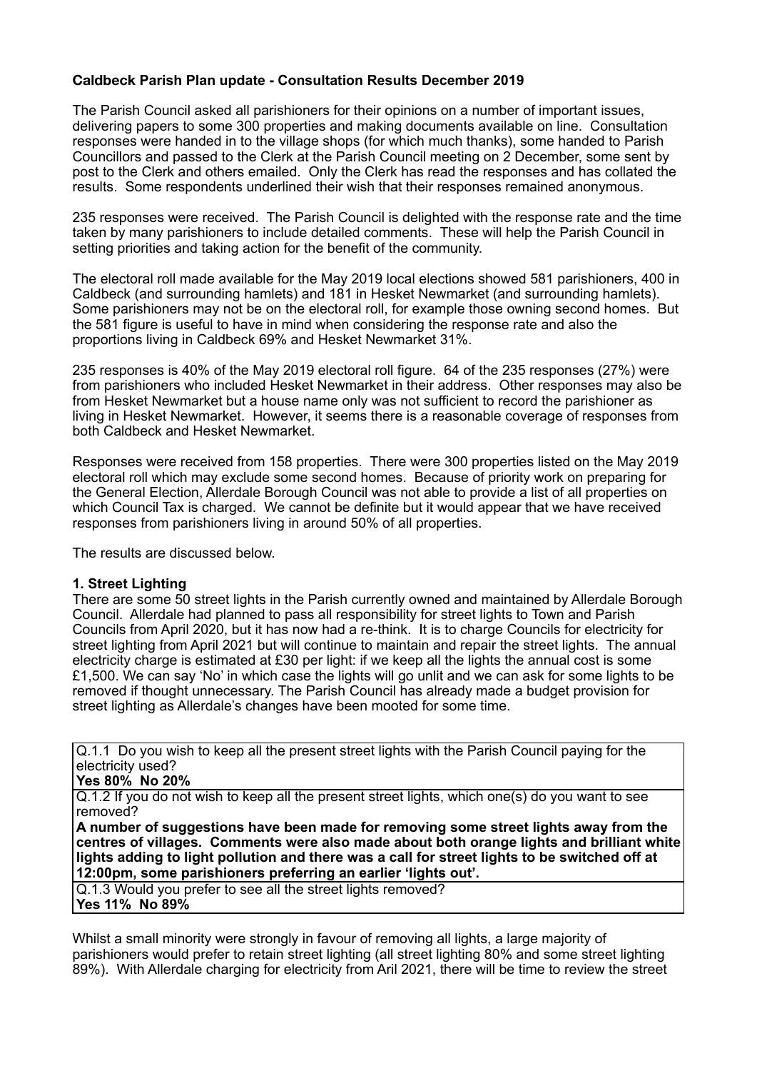**Caldbeck Parish Plan update - Consultation Results December 2019**

The Parish Council asked all parishioners for their opinions on a number of important issues, delivering papers to some 300 properties and making documents available on line. Consultation responses were handed in to the village shops (for which much thanks), some handed to Parish Councillors and passed to the Clerk at the Parish Council meeting on 2 December, some sent by post to the Clerk and others emailed. Only the Clerk has read the responses and has collated the results. Some respondents underlined their wish that their responses remained anonymous.

235 responses were received. The Parish Council is delighted with the response rate and the time taken by many parishioners to include detailed comments. These will help the Parish Council in setting priorities and taking action for the benefit of the community.

The electoral roll made available for the May 2019 local elections showed 581 parishioners, 400 in Caldbeck (and surrounding hamlets) and 181 in Hesket Newmarket (and surrounding hamlets). Some parishioners may not be on the electoral roll, for example those owning second homes. But the 581 figure is useful to have in mind when considering the response rate and also the proportions living in Caldbeck 69% and Hesket Newmarket 31%.

235 responses is 40% of the May 2019 electoral roll figure. 64 of the 235 responses (27%) were from parishioners who included Hesket Newmarket in their address. Other responses may also be from Hesket Newmarket but a house name only was not sufficient to record the parishioner as living in Hesket Newmarket. However, it seems there is a reasonable coverage of responses from both Caldbeck and Hesket Newmarket.

Responses were received from 158 properties. There were 300 properties listed on the May 2019 electoral roll which may exclude some second homes. Because of priority work on preparing for the General Election, Allerdale Borough Council was not able to provide a list of all properties on which Council Tax is charged. We cannot be definite but it would appear that we have received responses from parishioners living in around 50% of all properties.

The results are discussed below.

**1. Street Lighting**

There are some 50 street lights in the Parish currently owned and maintained by Allerdale Borough Council. Allerdale had planned to pass all responsibility for street lights to Town and Parish Councils from April 2020, but it has now had a re-think. It is to charge Councils for electricity for street lighting from April 2021 but will continue to maintain and repair the street lights. The annual electricity charge is estimated at £30 per light: if we keep all the lights the annual cost is some £1,500. We can say 'No' in which case the lights will go unlit and we can ask for some lights to be removed if thought unnecessary. The Parish Council has already made a budget provision for street lighting as Allerdale's changes have been mooted for some time.

| |
|---|
| Q.1.1 Do you wish to keep all the present street lights with the Parish Council paying for the electricity used?<br>**Yes 80% No 20%** |
| Q.1.2 If you do not wish to keep all the present street lights, which one(s) do you want to see removed?<br>**A number of suggestions have been made for removing some street lights away from the centres of villages. Comments were also made about both orange lights and brilliant white lights adding to light pollution and there was a call for street lights to be switched off at 12:00pm, some parishioners preferring an earlier 'lights out'.** |
| Q.1.3 Would you prefer to see all the street lights removed?<br>**Yes 11% No 89%** |

Whilst a small minority were strongly in favour of removing all lights, a large majority of parishioners would prefer to retain street lighting (all street lighting 80% and some street lighting 89%). With Allerdale charging for electricity from Aril 2021, there will be time to review the street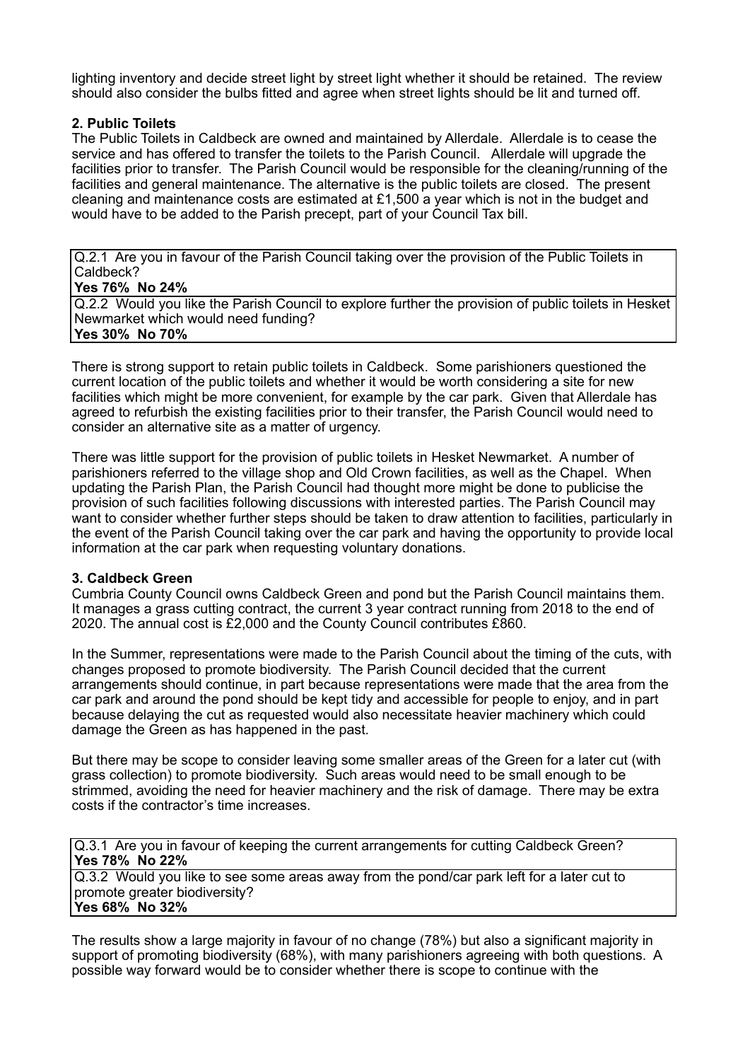lighting inventory and decide street light by street light whether it should be retained. The review should also consider the bulbs fitted and agree when street lights should be lit and turned off.

**2. Public Toilets**

The Public Toilets in Caldbeck are owned and maintained by Allerdale. Allerdale is to cease the service and has offered to transfer the toilets to the Parish Council. Allerdale will upgrade the facilities prior to transfer. The Parish Council would be responsible for the cleaning/running of the facilities and general maintenance. The alternative is the public toilets are closed. The present cleaning and maintenance costs are estimated at £1,500 a year which is not in the budget and would have to be added to the Parish precept, part of your Council Tax bill.

| Q.2.1 Are you in favour of the Parish Council taking over the provision of the Public Toilets in Caldbeck?<br>**Yes 76% No 24%** |
|---|
| Q.2.2 Would you like the Parish Council to explore further the provision of public toilets in Hesket Newmarket which would need funding?<br>**Yes 30% No 70%** |

There is strong support to retain public toilets in Caldbeck. Some parishioners questioned the current location of the public toilets and whether it would be worth considering a site for new facilities which might be more convenient, for example by the car park. Given that Allerdale has agreed to refurbish the existing facilities prior to their transfer, the Parish Council would need to consider an alternative site as a matter of urgency.

There was little support for the provision of public toilets in Hesket Newmarket. A number of parishioners referred to the village shop and Old Crown facilities, as well as the Chapel. When updating the Parish Plan, the Parish Council had thought more might be done to publicise the provision of such facilities following discussions with interested parties. The Parish Council may want to consider whether further steps should be taken to draw attention to facilities, particularly in the event of the Parish Council taking over the car park and having the opportunity to provide local information at the car park when requesting voluntary donations.

**3. Caldbeck Green**

Cumbria County Council owns Caldbeck Green and pond but the Parish Council maintains them. It manages a grass cutting contract, the current 3 year contract running from 2018 to the end of 2020. The annual cost is £2,000 and the County Council contributes £860.

In the Summer, representations were made to the Parish Council about the timing of the cuts, with changes proposed to promote biodiversity. The Parish Council decided that the current arrangements should continue, in part because representations were made that the area from the car park and around the pond should be kept tidy and accessible for people to enjoy, and in part because delaying the cut as requested would also necessitate heavier machinery which could damage the Green as has happened in the past.

But there may be scope to consider leaving some smaller areas of the Green for a later cut (with grass collection) to promote biodiversity. Such areas would need to be small enough to be strimmed, avoiding the need for heavier machinery and the risk of damage. There may be extra costs if the contractor's time increases.

| Q.3.1 Are you in favour of keeping the current arrangements for cutting Caldbeck Green?<br>**Yes 78% No 22%** |
|---|
| Q.3.2 Would you like to see some areas away from the pond/car park left for a later cut to promote greater biodiversity?<br>**Yes 68% No 32%** |

The results show a large majority in favour of no change (78%) but also a significant majority in support of promoting biodiversity (68%), with many parishioners agreeing with both questions. A possible way forward would be to consider whether there is scope to continue with the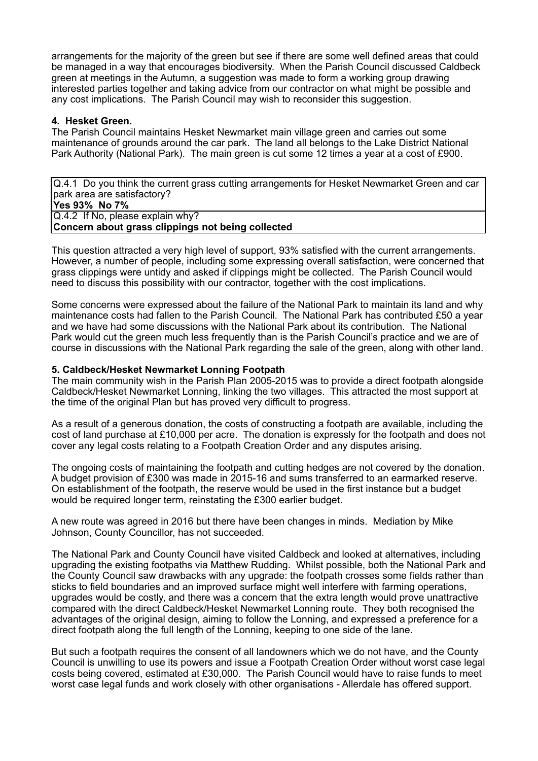arrangements for the majority of the green but see if there are some well defined areas that could be managed in a way that encourages biodiversity. When the Parish Council discussed Caldbeck green at meetings in the Autumn, a suggestion was made to form a working group drawing interested parties together and taking advice from our contractor on what might be possible and any cost implications. The Parish Council may wish to reconsider this suggestion.

**4. Hesket Green.**

The Parish Council maintains Hesket Newmarket main village green and carries out some maintenance of grounds around the car park. The land all belongs to the Lake District National Park Authority (National Park). The main green is cut some 12 times a year at a cost of £900.

| Q.4.1 Do you think the current grass cutting arrangements for Hesket Newmarket Green and car park area are satisfactory? **Yes 93% No 7%** |
|---|
| Q.4.2 If No, please explain why? **Concern about grass clippings not being collected** |

This question attracted a very high level of support, 93% satisfied with the current arrangements. However, a number of people, including some expressing overall satisfaction, were concerned that grass clippings were untidy and asked if clippings might be collected. The Parish Council would need to discuss this possibility with our contractor, together with the cost implications.

Some concerns were expressed about the failure of the National Park to maintain its land and why maintenance costs had fallen to the Parish Council. The National Park has contributed £50 a year and we have had some discussions with the National Park about its contribution. The National Park would cut the green much less frequently than is the Parish Council's practice and we are of course in discussions with the National Park regarding the sale of the green, along with other land.

**5. Caldbeck/Hesket Newmarket Lonning Footpath**

The main community wish in the Parish Plan 2005-2015 was to provide a direct footpath alongside Caldbeck/Hesket Newmarket Lonning, linking the two villages. This attracted the most support at the time of the original Plan but has proved very difficult to progress.

As a result of a generous donation, the costs of constructing a footpath are available, including the cost of land purchase at £10,000 per acre. The donation is expressly for the footpath and does not cover any legal costs relating to a Footpath Creation Order and any disputes arising.

The ongoing costs of maintaining the footpath and cutting hedges are not covered by the donation. A budget provision of £300 was made in 2015-16 and sums transferred to an earmarked reserve. On establishment of the footpath, the reserve would be used in the first instance but a budget would be required longer term, reinstating the £300 earlier budget.

A new route was agreed in 2016 but there have been changes in minds. Mediation by Mike Johnson, County Councillor, has not succeeded.

The National Park and County Council have visited Caldbeck and looked at alternatives, including upgrading the existing footpaths via Matthew Rudding. Whilst possible, both the National Park and the County Council saw drawbacks with any upgrade: the footpath crosses some fields rather than sticks to field boundaries and an improved surface might well interfere with farming operations, upgrades would be costly, and there was a concern that the extra length would prove unattractive compared with the direct Caldbeck/Hesket Newmarket Lonning route. They both recognised the advantages of the original design, aiming to follow the Lonning, and expressed a preference for a direct footpath along the full length of the Lonning, keeping to one side of the lane.

But such a footpath requires the consent of all landowners which we do not have, and the County Council is unwilling to use its powers and issue a Footpath Creation Order without worst case legal costs being covered, estimated at £30,000. The Parish Council would have to raise funds to meet worst case legal funds and work closely with other organisations - Allerdale has offered support.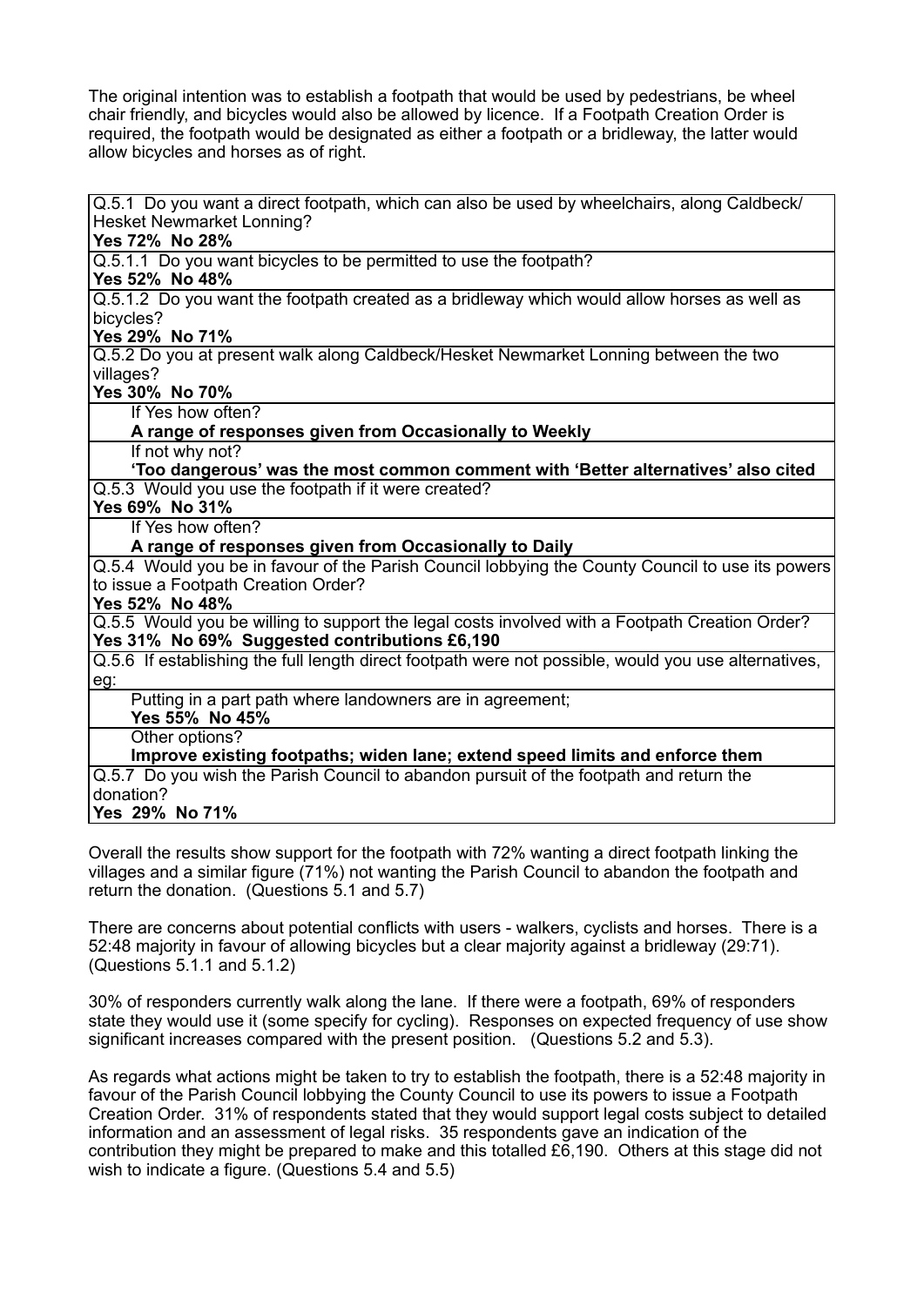The original intention was to establish a footpath that would be used by pedestrians, be wheel chair friendly, and bicycles would also be allowed by licence. If a Footpath Creation Order is required, the footpath would be designated as either a footpath or a bridleway, the latter would allow bicycles and horses as of right.

| |
|---|
| Q.5.1 Do you want a direct footpath, which can also be used by wheelchairs, along Caldbeck/ Hesket Newmarket Lonning?<br>**Yes 72% No 28%** |
| Q.5.1.1 Do you want bicycles to be permitted to use the footpath?<br>**Yes 52% No 48%** |
| Q.5.1.2 Do you want the footpath created as a bridleway which would allow horses as well as bicycles?<br>**Yes 29% No 71%** |
| Q.5.2 Do you at present walk along Caldbeck/Hesket Newmarket Lonning between the two villages?<br>**Yes 30% No 70%** |
| If Yes how often?<br>**A range of responses given from Occasionally to Weekly** |
| If not why not?<br>**'Too dangerous' was the most common comment with 'Better alternatives' also cited** |
| Q.5.3 Would you use the footpath if it were created?<br>**Yes 69% No 31%** |
| If Yes how often?<br>**A range of responses given from Occasionally to Daily** |
| Q.5.4 Would you be in favour of the Parish Council lobbying the County Council to use its powers to issue a Footpath Creation Order?<br>**Yes 52% No 48%** |
| Q.5.5 Would you be willing to support the legal costs involved with a Footpath Creation Order?<br>**Yes 31% No 69% Suggested contributions £6,190** |
| Q.5.6 If establishing the full length direct footpath were not possible, would you use alternatives, eg: |
| Putting in a part path where landowners are in agreement;<br>**Yes 55% No 45%** |
| Other options?<br>**Improve existing footpaths; widen lane; extend speed limits and enforce them** |
| Q.5.7 Do you wish the Parish Council to abandon pursuit of the footpath and return the donation?<br>**Yes 29% No 71%** |

Overall the results show support for the footpath with 72% wanting a direct footpath linking the villages and a similar figure (71%) not wanting the Parish Council to abandon the footpath and return the donation. (Questions 5.1 and 5.7)

There are concerns about potential conflicts with users - walkers, cyclists and horses. There is a 52:48 majority in favour of allowing bicycles but a clear majority against a bridleway (29:71). (Questions 5.1.1 and 5.1.2)

30% of responders currently walk along the lane. If there were a footpath, 69% of responders state they would use it (some specify for cycling). Responses on expected frequency of use show significant increases compared with the present position. (Questions 5.2 and 5.3).

As regards what actions might be taken to try to establish the footpath, there is a 52:48 majority in favour of the Parish Council lobbying the County Council to use its powers to issue a Footpath Creation Order. 31% of respondents stated that they would support legal costs subject to detailed information and an assessment of legal risks. 35 respondents gave an indication of the contribution they might be prepared to make and this totalled £6,190. Others at this stage did not wish to indicate a figure. (Questions 5.4 and 5.5)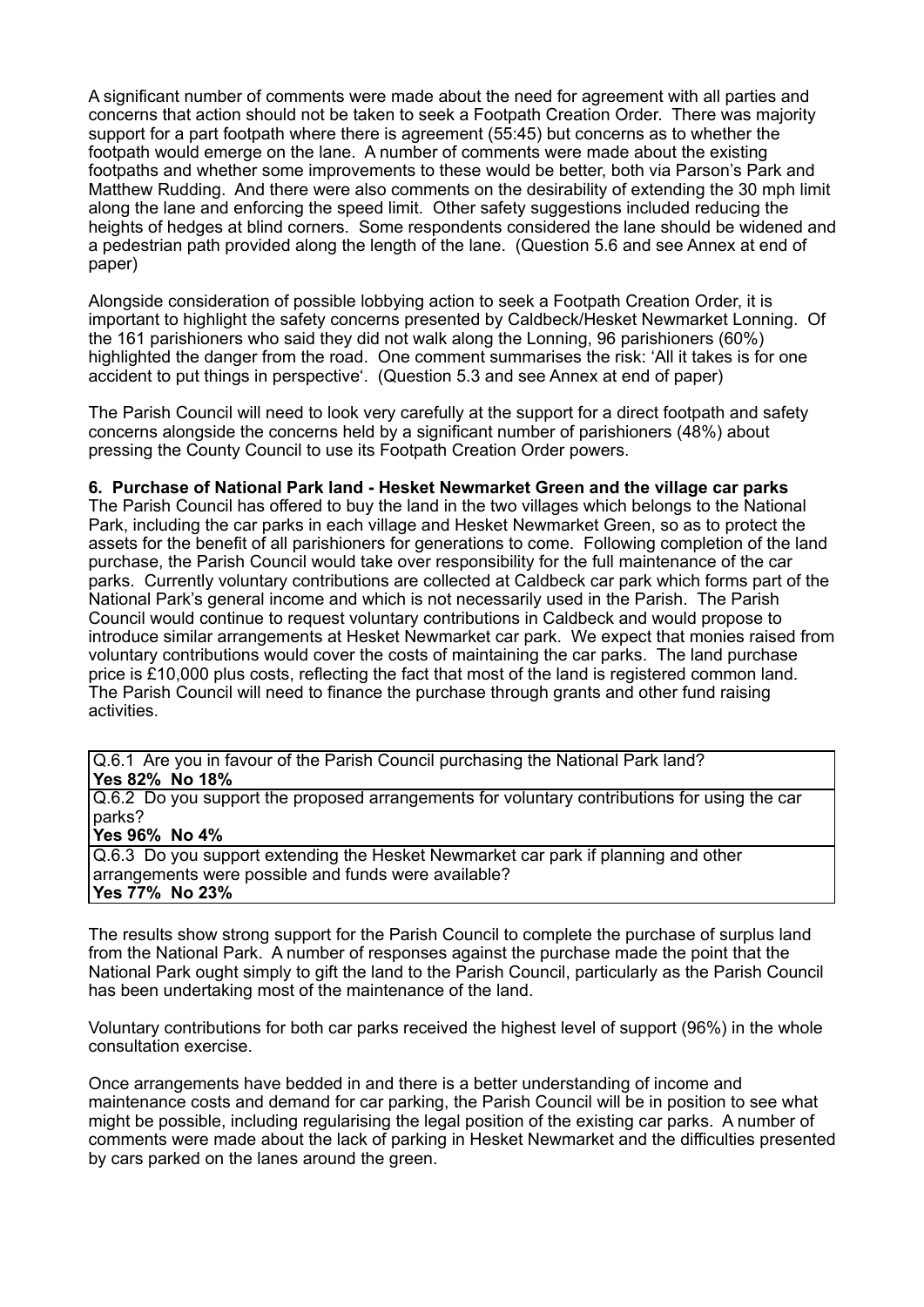A significant number of comments were made about the need for agreement with all parties and concerns that action should not be taken to seek a Footpath Creation Order. There was majority support for a part footpath where there is agreement (55:45) but concerns as to whether the footpath would emerge on the lane. A number of comments were made about the existing footpaths and whether some improvements to these would be better, both via Parson's Park and Matthew Rudding. And there were also comments on the desirability of extending the 30 mph limit along the lane and enforcing the speed limit. Other safety suggestions included reducing the heights of hedges at blind corners. Some respondents considered the lane should be widened and a pedestrian path provided along the length of the lane. (Question 5.6 and see Annex at end of paper)

Alongside consideration of possible lobbying action to seek a Footpath Creation Order, it is important to highlight the safety concerns presented by Caldbeck/Hesket Newmarket Lonning. Of the 161 parishioners who said they did not walk along the Lonning, 96 parishioners (60%) highlighted the danger from the road. One comment summarises the risk: 'All it takes is for one accident to put things in perspective'. (Question 5.3 and see Annex at end of paper)

The Parish Council will need to look very carefully at the support for a direct footpath and safety concerns alongside the concerns held by a significant number of parishioners (48%) about pressing the County Council to use its Footpath Creation Order powers.

**6. Purchase of National Park land - Hesket Newmarket Green and the village car parks**

The Parish Council has offered to buy the land in the two villages which belongs to the National Park, including the car parks in each village and Hesket Newmarket Green, so as to protect the assets for the benefit of all parishioners for generations to come. Following completion of the land purchase, the Parish Council would take over responsibility for the full maintenance of the car parks. Currently voluntary contributions are collected at Caldbeck car park which forms part of the National Park's general income and which is not necessarily used in the Parish. The Parish Council would continue to request voluntary contributions in Caldbeck and would propose to introduce similar arrangements at Hesket Newmarket car park. We expect that monies raised from voluntary contributions would cover the costs of maintaining the car parks. The land purchase price is £10,000 plus costs, reflecting the fact that most of the land is registered common land. The Parish Council will need to finance the purchase through grants and other fund raising activities.

| Q.6.1 Are you in favour of the Parish Council purchasing the National Park land?<br>**Yes 82% No 18%** |
|---|
| Q.6.2 Do you support the proposed arrangements for voluntary contributions for using the car parks?<br>**Yes 96% No 4%** |
| Q.6.3 Do you support extending the Hesket Newmarket car park if planning and other arrangements were possible and funds were available?<br>**Yes 77% No 23%** |

The results show strong support for the Parish Council to complete the purchase of surplus land from the National Park. A number of responses against the purchase made the point that the National Park ought simply to gift the land to the Parish Council, particularly as the Parish Council has been undertaking most of the maintenance of the land.

Voluntary contributions for both car parks received the highest level of support (96%) in the whole consultation exercise.

Once arrangements have bedded in and there is a better understanding of income and maintenance costs and demand for car parking, the Parish Council will be in position to see what might be possible, including regularising the legal position of the existing car parks. A number of comments were made about the lack of parking in Hesket Newmarket and the difficulties presented by cars parked on the lanes around the green.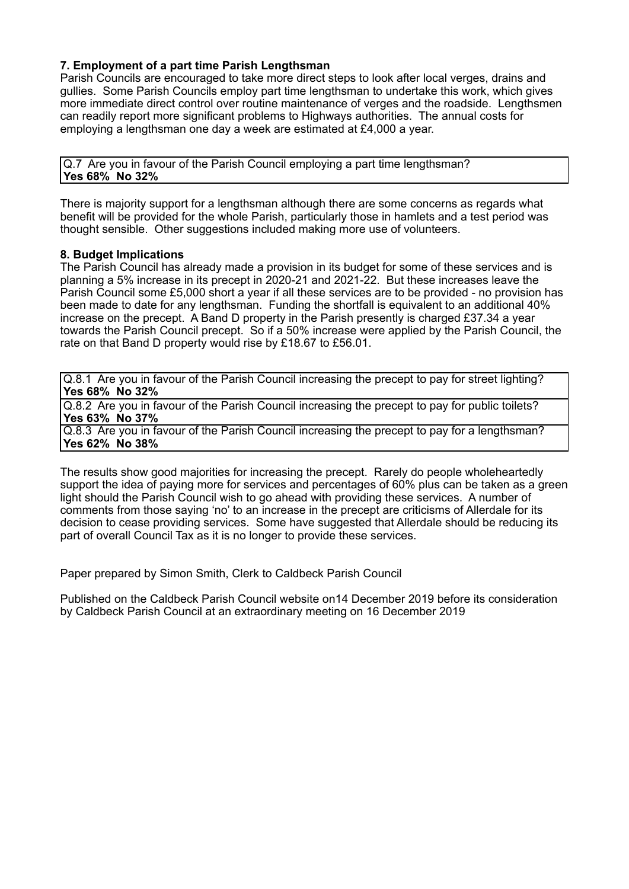### 7. Employment of a part time Parish Lengthsman

Parish Councils are encouraged to take more direct steps to look after local verges, drains and gullies. Some Parish Councils employ part time lengthsman to undertake this work, which gives more immediate direct control over routine maintenance of verges and the roadside. Lengthsmen can readily report more significant problems to Highways authorities. The annual costs for employing a lengthsman one day a week are estimated at £4,000 a year.

| Q.7 Are you in favour of the Parish Council employing a part time lengthsman?<br>**Yes 68% No 32%** |
|---|

There is majority support for a lengthsman although there are some concerns as regards what benefit will be provided for the whole Parish, particularly those in hamlets and a test period was thought sensible. Other suggestions included making more use of volunteers.

### 8. Budget Implications

The Parish Council has already made a provision in its budget for some of these services and is planning a 5% increase in its precept in 2020-21 and 2021-22. But these increases leave the Parish Council some £5,000 short a year if all these services are to be provided - no provision has been made to date for any lengthsman. Funding the shortfall is equivalent to an additional 40% increase on the precept. A Band D property in the Parish presently is charged £37.34 a year towards the Parish Council precept. So if a 50% increase were applied by the Parish Council, the rate on that Band D property would rise by £18.67 to £56.01.

| Q.8.1 Are you in favour of the Parish Council increasing the precept to pay for street lighting?<br>**Yes 68% No 32%** |
|---|
| Q.8.2 Are you in favour of the Parish Council increasing the precept to pay for public toilets?<br>**Yes 63% No 37%** |
| Q.8.3 Are you in favour of the Parish Council increasing the precept to pay for a lengthsman?<br>**Yes 62% No 38%** |

The results show good majorities for increasing the precept. Rarely do people wholeheartedly support the idea of paying more for services and percentages of 60% plus can be taken as a green light should the Parish Council wish to go ahead with providing these services. A number of comments from those saying 'no' to an increase in the precept are criticisms of Allerdale for its decision to cease providing services. Some have suggested that Allerdale should be reducing its part of overall Council Tax as it is no longer to provide these services.

Paper prepared by Simon Smith, Clerk to Caldbeck Parish Council

Published on the Caldbeck Parish Council website on14 December 2019 before its consideration by Caldbeck Parish Council at an extraordinary meeting on 16 December 2019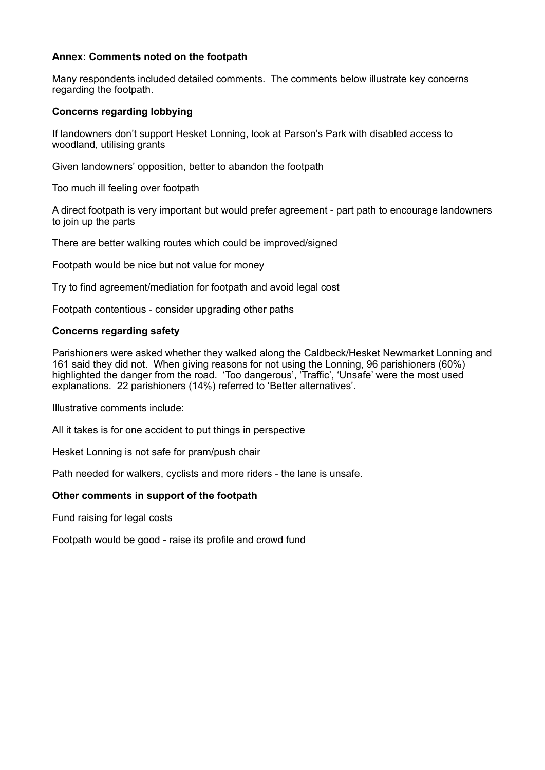**Annex: Comments noted on the footpath**

Many respondents included detailed comments. The comments below illustrate key concerns regarding the footpath.

**Concerns regarding lobbying**

If landowners don't support Hesket Lonning, look at Parson's Park with disabled access to woodland, utilising grants

Given landowners' opposition, better to abandon the footpath

Too much ill feeling over footpath

A direct footpath is very important but would prefer agreement - part path to encourage landowners to join up the parts

There are better walking routes which could be improved/signed

Footpath would be nice but not value for money

Try to find agreement/mediation for footpath and avoid legal cost

Footpath contentious - consider upgrading other paths

**Concerns regarding safety**

Parishioners were asked whether they walked along the Caldbeck/Hesket Newmarket Lonning and 161 said they did not. When giving reasons for not using the Lonning, 96 parishioners (60%) highlighted the danger from the road. 'Too dangerous', 'Traffic', 'Unsafe' were the most used explanations. 22 parishioners (14%) referred to 'Better alternatives'.

Illustrative comments include:

All it takes is for one accident to put things in perspective

Hesket Lonning is not safe for pram/push chair

Path needed for walkers, cyclists and more riders - the lane is unsafe.

**Other comments in support of the footpath**

Fund raising for legal costs

Footpath would be good - raise its profile and crowd fund